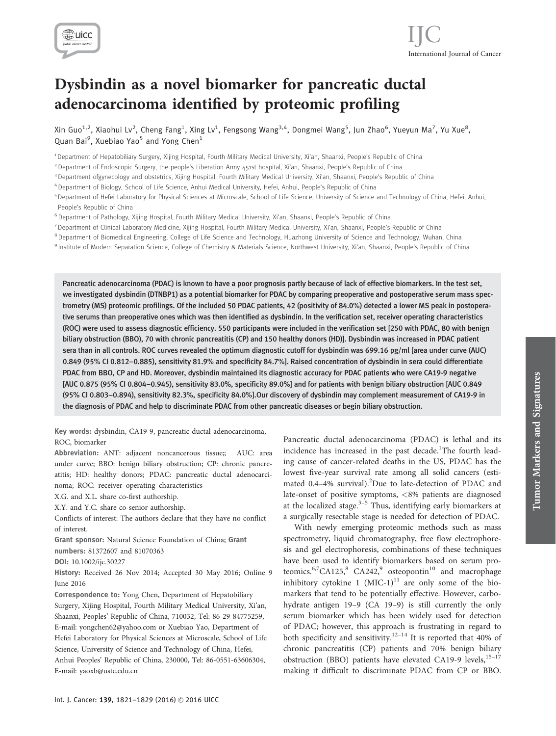# Dysbindin as a novel biomarker for pancreatic ductal adenocarcinoma identified by proteomic profiling

Xin Guo[1,2], Xiaohui Lv[2], Cheng Fang[1], Xing Lv[1], Fengsong Wang[3,4], Dongmei Wang[5], Jun Zhao[6], Yueyun Ma[7], Yu Xue[8], Quan Bai[9], Xuebiao Yao[5] and Yong Chen[1]

[1] Department of Hepatobiliary Surgery, Xijing Hospital, Fourth Military Medical University, Xi'an, Shaanxi, People's Republic of China
[2] Department of Endoscopic Surgery, the people's Liberation Army 451st hospital, Xi'an, Shaanxi, People's Republic of China
[3] Department ofgynecology and obstetrics, Xijing Hospital, Fourth Military Medical University, Xi'an, Shaanxi, People's Republic of China
[4] Department of Biology, School of Life Science, Anhui Medical University, Hefei, Anhui, People's Republic of China
[5] Department of Hefei Laboratory for Physical Sciences at Microscale, School of Life Science, University of Science and Technology of China, Hefei, Anhui, People's Republic of China
[6] Department of Pathology, Xijing Hospital, Fourth Military Medical University, Xi'an, Shaanxi, People's Republic of China
[7] Department of Clinical Laboratory Medicine, Xijing Hospital, Fourth Military Medical University, Xi'an, Shaanxi, People's Republic of China
[8] Department of Biomedical Engineering, College of Life Science and Technology, Huazhong University of Science and Technology, Wuhan, China
[9] Institute of Modern Separation Science, College of Chemistry & Materials Science, Northwest University, Xi'an, Shaanxi, People's Republic of China

Pancreatic adenocarcinoma (PDAC) is known to have a poor prognosis partly because of lack of effective biomarkers. In the test set, we investigated dysbindin (DTNBP1) as a potential biomarker for PDAC by comparing preoperative and postoperative serum mass spectrometry (MS) proteomic profilings. Of the included 50 PDAC patients, 42 (positivity of 84.0%) detected a lower MS peak in postoperative serums than preoperative ones which was then identified as dysbindin. In the verification set, receiver operating characteristics (ROC) were used to assess diagnostic efficiency. 550 participants were included in the verification set [250 with PDAC, 80 with benign biliary obstruction (BBO), 70 with chronic pancreatitis (CP) and 150 healthy donors (HD)]. Dysbindin was increased in PDAC patient sera than in all controls. ROC curves revealed the optimum diagnostic cutoff for dysbindin was 699.16 pg/ml [area under curve (AUC) 0.849 (95% CI 0.812–0.885), sensitivity 81.9% and specificity 84.7%]. Raised concentration of dysbindin in sera could differentiate PDAC from BBO, CP and HD. Moreover, dysbindin maintained its diagnostic accuracy for PDAC patients who were CA19-9 negative [AUC 0.875 (95% CI 0.804–0.945), sensitivity 83.0%, specificity 89.0%] and for patients with benign biliary obstruction [AUC 0.849 (95% CI 0.803–0.894), sensitivity 82.3%, specificity 84.0%].Our discovery of dysbindin may complement measurement of CA19-9 in the diagnosis of PDAC and help to discriminate PDAC from other pancreatic diseases or begin biliary obstruction.

**Key words:** dysbindin, CA19-9, pancreatic ductal adenocarcinoma, ROC, biomarker

**Abbreviation:** ANT: adjacent noncancerous tissue;; AUC: area under curve; BBO: benign biliary obstruction; CP: chronic pancreatitis; HD: healthy donors; PDAC: pancreatic ductal adenocarcinoma; ROC: receiver operating characteristics

X.G. and X.L. share co-first authorship.

X.Y. and Y.C. share co-senior authorship.

Conflicts of interest: The authors declare that they have no conflict of interest.

**Grant sponsor:** Natural Science Foundation of China; **Grant numbers:** 81372607 and 81070363

**DOI:** 10.1002/ijc.30227

**History:** Received 26 Nov 2014; Accepted 30 May 2016; Online 9 June 2016

**Correspondence to:** Yong Chen, Department of Hepatobiliary Surgery, Xijing Hospital, Fourth Military Medical University, Xi'an, Shaanxi, Peoples' Republic of China, 710032, Tel: 86-29-84775259, E-mail: yongchen62@yahoo.com or Xuebiao Yao, Department of Hefei Laboratory for Physical Sciences at Microscale, School of Life Science, University of Science and Technology of China, Hefei, Anhui Peoples' Republic of China, 230000, Tel: 86-0551-63606304, E-mail: yaoxb@ustc.edu.cn

Pancreatic ductal adenocarcinoma (PDAC) is lethal and its incidence has increased in the past decade.[1]The fourth leading cause of cancer-related deaths in the US, PDAC has the lowest five-year survival rate among all solid cancers (estimated 0.4–4% survival).[2]Due to late-detection of PDAC and late-onset of positive symptoms, <8% patients are diagnosed at the localized stage.[3–5] Thus, identifying early biomarkers at a surgically resectable stage is needed for detection of PDAC.

With newly emerging proteomic methods such as mass spectrometry, liquid chromatography, free flow electrophoresis and gel electrophoresis, combinations of these techniques have been used to identify biomarkers based on serum proteomics.[6,7]CA125,[8] CA242,[9] osteopontin[10] and macrophage inhibitory cytokine 1 (MIC-1)[11] are only some of the biomarkers that tend to be potentially effective. However, carbohydrate antigen 19–9 (CA 19–9) is still currently the only serum biomarker which has been widely used for detection of PDAC; however, this approach is frustrating in regard to both specificity and sensitivity.[12–14] It is reported that 40% of chronic pancreatitis (CP) patients and 70% benign biliary obstruction (BBO) patients have elevated CA19-9 levels,[15–17] making it difficult to discriminate PDAC from CP or BBO.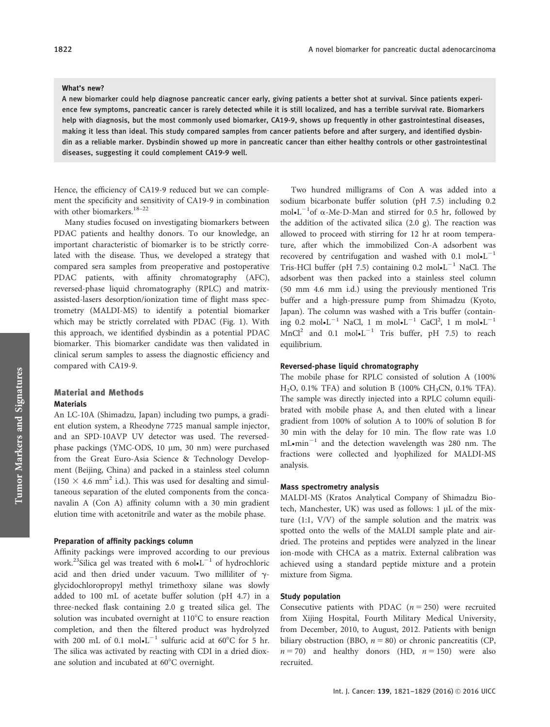**What's new?**

A new biomarker could help diagnose pancreatic cancer early, giving patients a better shot at survival. Since patients experience few symptoms, pancreatic cancer is rarely detected while it is still localized, and has a terrible survival rate. Biomarkers help with diagnosis, but the most commonly used biomarker, CA19-9, shows up frequently in other gastrointestinal diseases, making it less than ideal. This study compared samples from cancer patients before and after surgery, and identified dysbindin as a reliable marker. Dysbindin showed up more in pancreatic cancer than either healthy controls or other gastrointestinal diseases, suggesting it could complement CA19-9 well.

Hence, the efficiency of CA19-9 reduced but we can complement the specificity and sensitivity of CA19-9 in combination with other biomarkers.[18–22]

Many studies focused on investigating biomarkers between PDAC patients and healthy donors. To our knowledge, an important characteristic of biomarker is to be strictly correlated with the disease. Thus, we developed a strategy that compared sera samples from preoperative and postoperative PDAC patients, with affinity chromatography (AFC), reversed-phase liquid chromatography (RPLC) and matrix-assisted-lasers desorption/ionization time of flight mass spectrometry (MALDI-MS) to identify a potential biomarker which may be strictly correlated with PDAC (Fig. 1). With this approach, we identified dysbindin as a potential PDAC biomarker. This biomarker candidate was then validated in clinical serum samples to assess the diagnostic efficiency and compared with CA19-9.

## Material and Methods

### Materials

An LC-10A (Shimadzu, Japan) including two pumps, a gradient elution system, a Rheodyne 7725 manual sample injector, and an SPD-10AVP UV detector was used. The reversed-phase packings (YMC-ODS, 10 μm, 30 nm) were purchased from the Great Euro-Asia Science & Technology Development (Beijing, China) and packed in a stainless steel column ($150 \times 4.6$ mm$^2$ i.d.). This was used for desalting and simultaneous separation of the eluted components from the concanavalin A (Con A) affinity column with a 30 min gradient elution time with acetonitrile and water as the mobile phase.

#### Preparation of affinity packings column

Affinity packings were improved according to our previous work.[23] Silica gel was treated with 6 mol•L$^{-1}$ of hydrochloric acid and then dried under vacuum. Two milliliter of γ-glycidochloropropyl methyl trimethoxy silane was slowly added to 100 mL of acetate buffer solution (pH 4.7) in a three-necked flask containing 2.0 g treated silica gel. The solution was incubated overnight at 110°C to ensure reaction completion, and then the filtered product was hydrolyzed with 200 mL of 0.1 mol•L$^{-1}$ sulfuric acid at 60°C for 5 hr. The silica was activated by reacting with CDI in a dried dioxane solution and incubated at 60°C overnight.

Two hundred milligrams of Con A was added into a sodium bicarbonate buffer solution (pH 7.5) including 0.2 mol•L$^{-1}$of α-Me-D-Man and stirred for 0.5 hr, followed by the addition of the activated silica (2.0 g). The reaction was allowed to proceed with stirring for 12 hr at room temperature, after which the immobilized Con-A adsorbent was recovered by centrifugation and washed with 0.1 mol•L$^{-1}$ Tris-HCl buffer (pH 7.5) containing 0.2 mol•L$^{-1}$ NaCl. The adsorbent was then packed into a stainless steel column (50 mm 4.6 mm i.d.) using the previously mentioned Tris buffer and a high-pressure pump from Shimadzu (Kyoto, Japan). The column was washed with a Tris buffer (containing 0.2 mol•L$^{-1}$ NaCl, 1 m mol•L$^{-1}$ CaCl$^2$, 1 m mol•L$^{-1}$ MnCl$^2$ and 0.1 mol•L$^{-1}$ Tris buffer, pH 7.5) to reach equilibrium.

#### Reversed-phase liquid chromatography

The mobile phase for RPLC consisted of solution A (100% $H_2O$, 0.1% TFA) and solution B (100% $CH_3CN$, 0.1% TFA). The sample was directly injected into a RPLC column equilibrated with mobile phase A, and then eluted with a linear gradient from 100% of solution A to 100% of solution B for 30 min with the delay for 10 min. The flow rate was 1.0 mL•min$^{-1}$ and the detection wavelength was 280 nm. The fractions were collected and lyophilized for MALDI-MS analysis.

#### Mass spectrometry analysis

MALDI-MS (Kratos Analytical Company of Shimadzu Biotech, Manchester, UK) was used as follows: 1 μL of the mixture (1:1, V/V) of the sample solution and the matrix was spotted onto the wells of the MALDI sample plate and air-dried. The proteins and peptides were analyzed in the linear ion-mode with CHCA as a matrix. External calibration was achieved using a standard peptide mixture and a protein mixture from Sigma.

#### Study population

Consecutive patients with PDAC ($n = 250$) were recruited from Xijing Hospital, Fourth Military Medical University, from December, 2010, to August, 2012. Patients with benign biliary obstruction (BBO, $n = 80$) or chronic pancreatitis (CP, $n = 70$) and healthy donors (HD, $n = 150$) were also recruited.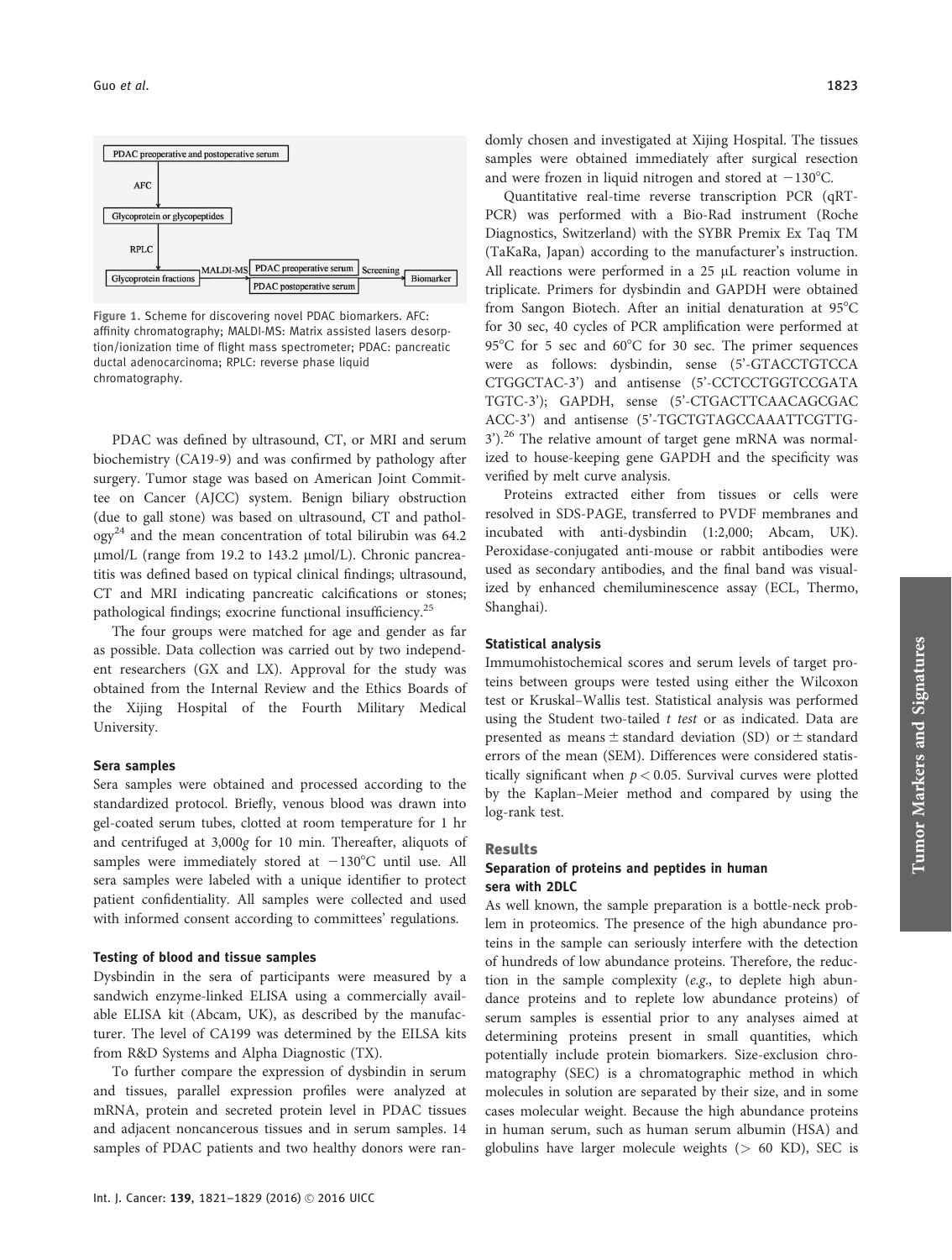PDAC preoperative and postoperative serum → AFC → Glycoprotein or glycopeptides → RPLC → Glycoprotein fractions → MALDI-MS → PDAC preoperative serum / PDAC postoperative serum → Screening → Biomarker

Figure 1. Scheme for discovering novel PDAC biomarkers. AFC: affinity chromatography; MALDI-MS: Matrix assisted lasers desorption/ionization time of flight mass spectrometer; PDAC: pancreatic ductal adenocarcinoma; RPLC: reverse phase liquid chromatography.

PDAC was defined by ultrasound, CT, or MRI and serum biochemistry (CA19-9) and was confirmed by pathology after surgery. Tumor stage was based on American Joint Committee on Cancer (AJCC) system. Benign biliary obstruction (due to gall stone) was based on ultrasound, CT and pathology[24] and the mean concentration of total bilirubin was 64.2 μmol/L (range from 19.2 to 143.2 μmol/L). Chronic pancreatitis was defined based on typical clinical findings; ultrasound, CT and MRI indicating pancreatic calcifications or stones; pathological findings; exocrine functional insufficiency.[25]

The four groups were matched for age and gender as far as possible. Data collection was carried out by two independent researchers (GX and LX). Approval for the study was obtained from the Internal Review and the Ethics Boards of the Xijing Hospital of the Fourth Military Medical University.

### Sera samples

Sera samples were obtained and processed according to the standardized protocol. Briefly, venous blood was drawn into gel-coated serum tubes, clotted at room temperature for 1 hr and centrifuged at 3,000*g* for 10 min. Thereafter, aliquots of samples were immediately stored at −130°C until use. All sera samples were labeled with a unique identifier to protect patient confidentiality. All samples were collected and used with informed consent according to committees' regulations.

### Testing of blood and tissue samples

Dysbindin in the sera of participants were measured by a sandwich enzyme-linked ELISA using a commercially available ELISA kit (Abcam, UK), as described by the manufacturer. The level of CA199 was determined by the EILSA kits from R&D Systems and Alpha Diagnostic (TX).

To further compare the expression of dysbindin in serum and tissues, parallel expression profiles were analyzed at mRNA, protein and secreted protein level in PDAC tissues and adjacent noncancerous tissues and in serum samples. 14 samples of PDAC patients and two healthy donors were randomly chosen and investigated at Xijing Hospital. The tissues samples were obtained immediately after surgical resection and were frozen in liquid nitrogen and stored at −130°C.

Quantitative real-time reverse transcription PCR (qRT-PCR) was performed with a Bio-Rad instrument (Roche Diagnostics, Switzerland) with the SYBR Premix Ex Taq TM (TaKaRa, Japan) according to the manufacturer's instruction. All reactions were performed in a 25 μL reaction volume in triplicate. Primers for dysbindin and GAPDH were obtained from Sangon Biotech. After an initial denaturation at 95°C for 30 sec, 40 cycles of PCR amplification were performed at 95°C for 5 sec and 60°C for 30 sec. The primer sequences were as follows: dysbindin, sense (5'-GTACCTGTCCA CTGGCTAC-3') and antisense (5'-CCTCCTGGTCCGATA TGTC-3'); GAPDH, sense (5'-CTGACTTCAACAGCGAC ACC-3') and antisense (5'-TGCTGTAGCCAAATTCGTTG-3').[26] The relative amount of target gene mRNA was normalized to house-keeping gene GAPDH and the specificity was verified by melt curve analysis.

Proteins extracted either from tissues or cells were resolved in SDS-PAGE, transferred to PVDF membranes and incubated with anti-dysbindin (1:2,000; Abcam, UK). Peroxidase-conjugated anti-mouse or rabbit antibodies were used as secondary antibodies, and the final band was visualized by enhanced chemiluminescence assay (ECL, Thermo, Shanghai).

### Statistical analysis

Immumohistochemical scores and serum levels of target proteins between groups were tested using either the Wilcoxon test or Kruskal–Wallis test. Statistical analysis was performed using the Student two-tailed *t test* or as indicated. Data are presented as means ± standard deviation (SD) or ± standard errors of the mean (SEM). Differences were considered statistically significant when $p < 0.05$. Survival curves were plotted by the Kaplan–Meier method and compared by using the log-rank test.

## Results

### Separation of proteins and peptides in human sera with 2DLC

As well known, the sample preparation is a bottle-neck problem in proteomics. The presence of the high abundance proteins in the sample can seriously interfere with the detection of hundreds of low abundance proteins. Therefore, the reduction in the sample complexity (*e.g.*, to deplete high abundance proteins and to replete low abundance proteins) of serum samples is essential prior to any analyses aimed at determining proteins present in small quantities, which potentially include protein biomarkers. Size-exclusion chromatography (SEC) is a chromatographic method in which molecules in solution are separated by their size, and in some cases molecular weight. Because the high abundance proteins in human serum, such as human serum albumin (HSA) and globulins have larger molecule weights (> 60 KD), SEC is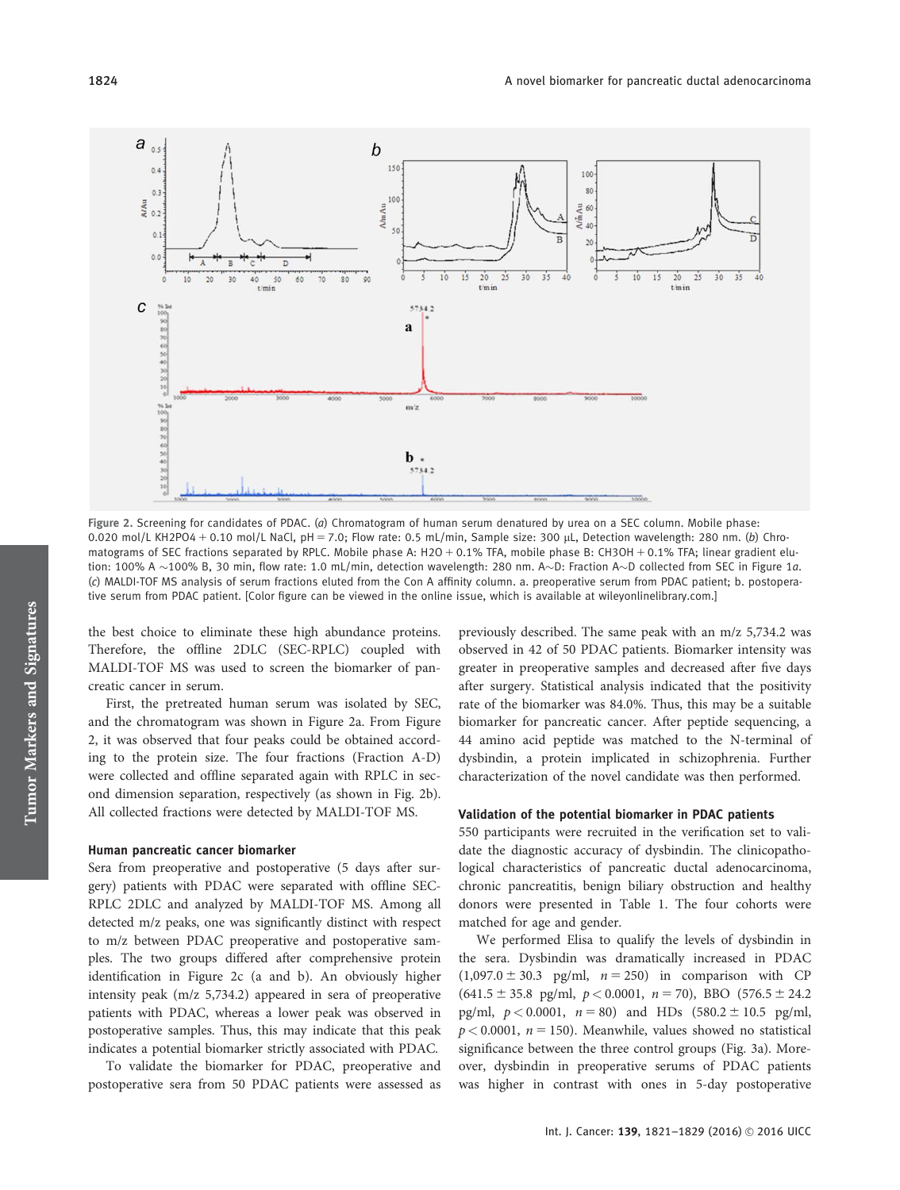Figure 2. Screening for candidates of PDAC. (*a*) Chromatogram of human serum denatured by urea on a SEC column. Mobile phase: 0.020 mol/L $KH_2PO_4$ + 0.10 mol/L NaCl, pH = 7.0; Flow rate: 0.5 mL/min, Sample size: 300 μL, Detection wavelength: 280 nm. (*b*) Chromatograms of SEC fractions separated by RPLC. Mobile phase A: $H_2O$ + 0.1% TFA, mobile phase B: $CH_3OH$ + 0.1% TFA; linear gradient elution: 100% A ~100% B, 30 min, flow rate: 1.0 mL/min, detection wavelength: 280 nm. A~D: Fraction A~D collected from SEC in Figure 1*a*. (*c*) MALDI-TOF MS analysis of serum fractions eluted from the Con A affinity column. a. preoperative serum from PDAC patient; b. postoperative serum from PDAC patient. [Color figure can be viewed in the online issue, which is available at wileyonlinelibrary.com.]

the best choice to eliminate these high abundance proteins. Therefore, the offline 2DLC (SEC-RPLC) coupled with MALDI-TOF MS was used to screen the biomarker of pancreatic cancer in serum.

First, the pretreated human serum was isolated by SEC, and the chromatogram was shown in Figure 2a. From Figure 2, it was observed that four peaks could be obtained according to the protein size. The four fractions (Fraction A-D) were collected and offline separated again with RPLC in second dimension separation, respectively (as shown in Fig. 2b). All collected fractions were detected by MALDI-TOF MS.

### Human pancreatic cancer biomarker

Sera from preoperative and postoperative (5 days after surgery) patients with PDAC were separated with offline SEC-RPLC 2DLC and analyzed by MALDI-TOF MS. Among all detected m/z peaks, one was significantly distinct with respect to m/z between PDAC preoperative and postoperative samples. The two groups differed after comprehensive protein identification in Figure 2c (a and b). An obviously higher intensity peak (m/z 5,734.2) appeared in sera of preoperative patients with PDAC, whereas a lower peak was observed in postoperative samples. Thus, this may indicate that this peak indicates a potential biomarker strictly associated with PDAC.

To validate the biomarker for PDAC, preoperative and postoperative sera from 50 PDAC patients were assessed as previously described. The same peak with an m/z 5,734.2 was observed in 42 of 50 PDAC patients. Biomarker intensity was greater in preoperative samples and decreased after five days after surgery. Statistical analysis indicated that the positivity rate of the biomarker was 84.0%. Thus, this may be a suitable biomarker for pancreatic cancer. After peptide sequencing, a 44 amino acid peptide was matched to the N-terminal of dysbindin, a protein implicated in schizophrenia. Further characterization of the novel candidate was then performed.

### Validation of the potential biomarker in PDAC patients

550 participants were recruited in the verification set to validate the diagnostic accuracy of dysbindin. The clinicopathological characteristics of pancreatic ductal adenocarcinoma, chronic pancreatitis, benign biliary obstruction and healthy donors were presented in Table 1. The four cohorts were matched for age and gender.

We performed Elisa to qualify the levels of dysbindin in the sera. Dysbindin was dramatically increased in PDAC (1,097.0 ± 30.3 pg/ml, $n = 250$) in comparison with CP (641.5 ± 35.8 pg/ml, $p < 0.0001$, $n = 70$), BBO (576.5 ± 24.2 pg/ml, $p < 0.0001$, $n = 80$) and HDs (580.2 ± 10.5 pg/ml, $p < 0.0001$, $n = 150$). Meanwhile, values showed no statistical significance between the three control groups (Fig. 3a). Moreover, dysbindin in preoperative serums of PDAC patients was higher in contrast with ones in 5-day postoperative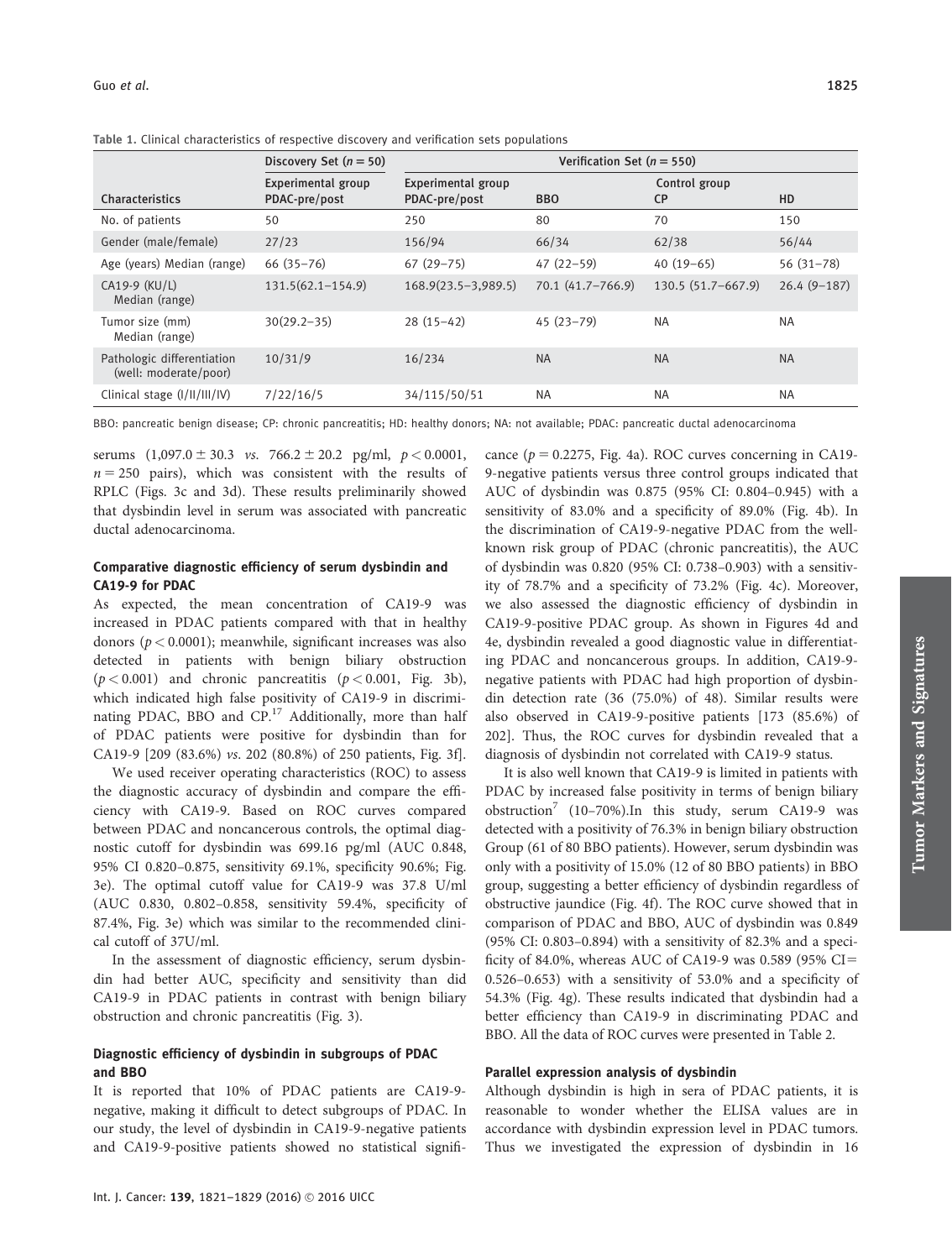Table 1. Clinical characteristics of respective discovery and verification sets populations

| | Discovery Set ($n = 50$) | Verification Set ($n = 550$) | | | |
|---|---|---|---|---|---|
| | Experimental group | Experimental group | | Control group | |
| Characteristics | PDAC-pre/post | PDAC-pre/post | BBO | CP | HD |
| No. of patients | 50 | 250 | 80 | 70 | 150 |
| Gender (male/female) | 27/23 | 156/94 | 66/34 | 62/38 | 56/44 |
| Age (years) Median (range) | 66 (35–76) | 67 (29–75) | 47 (22–59) | 40 (19–65) | 56 (31–78) |
| CA19-9 (KU/L) Median (range) | 131.5(62.1–154.9) | 168.9(23.5–3,989.5) | 70.1 (41.7–766.9) | 130.5 (51.7–667.9) | 26.4 (9–187) |
| Tumor size (mm) Median (range) | 30(29.2–35) | 28 (15–42) | 45 (23–79) | NA | NA |
| Pathologic differentiation (well: moderate/poor) | 10/31/9 | 16/234 | NA | NA | NA |
| Clinical stage (I/II/III/IV) | 7/22/16/5 | 34/115/50/51 | NA | NA | NA |

BBO: pancreatic benign disease; CP: chronic pancreatitis; HD: healthy donors; NA: not available; PDAC: pancreatic ductal adenocarcinoma

serums ($1,097.0 \pm 30.3$ *vs.* $766.2 \pm 20.2$ pg/ml, $p < 0.0001$, $n = 250$ pairs), which was consistent with the results of RPLC (Figs. 3c and 3d). These results preliminarily showed that dysbindin level in serum was associated with pancreatic ductal adenocarcinoma.

### Comparative diagnostic efficiency of serum dysbindin and CA19-9 for PDAC

As expected, the mean concentration of CA19-9 was increased in PDAC patients compared with that in healthy donors ($p < 0.0001$); meanwhile, significant increases was also detected in patients with benign biliary obstruction ($p < 0.001$) and chronic pancreatitis ($p < 0.001$, Fig. 3b), which indicated high false positivity of CA19-9 in discriminating PDAC, BBO and CP.[17] Additionally, more than half of PDAC patients were positive for dysbindin than for CA19-9 [209 (83.6%) *vs.* 202 (80.8%) of 250 patients, Fig. 3f].

We used receiver operating characteristics (ROC) to assess the diagnostic accuracy of dysbindin and compare the efficiency with CA19-9. Based on ROC curves compared between PDAC and noncancerous controls, the optimal diagnostic cutoff for dysbindin was 699.16 pg/ml (AUC 0.848, 95% CI 0.820–0.875, sensitivity 69.1%, specificity 90.6%; Fig. 3e). The optimal cutoff value for CA19-9 was 37.8 U/ml (AUC 0.830, 0.802–0.858, sensitivity 59.4%, specificity of 87.4%, Fig. 3e) which was similar to the recommended clinical cutoff of 37U/ml.

In the assessment of diagnostic efficiency, serum dysbindin had better AUC, specificity and sensitivity than did CA19-9 in PDAC patients in contrast with benign biliary obstruction and chronic pancreatitis (Fig. 3).

### Diagnostic efficiency of dysbindin in subgroups of PDAC and BBO

It is reported that 10% of PDAC patients are CA19-9-negative, making it difficult to detect subgroups of PDAC. In our study, the level of dysbindin in CA19-9-negative patients and CA19-9-positive patients showed no statistical significance ($p = 0.2275$, Fig. 4a). ROC curves concerning in CA19-9-negative patients versus three control groups indicated that AUC of dysbindin was 0.875 (95% CI: 0.804–0.945) with a sensitivity of 83.0% and a specificity of 89.0% (Fig. 4b). In the discrimination of CA19-9-negative PDAC from the well-known risk group of PDAC (chronic pancreatitis), the AUC of dysbindin was 0.820 (95% CI: 0.738–0.903) with a sensitivity of 78.7% and a specificity of 73.2% (Fig. 4c). Moreover, we also assessed the diagnostic efficiency of dysbindin in CA19-9-positive PDAC group. As shown in Figures 4d and 4e, dysbindin revealed a good diagnostic value in differentiating PDAC and noncancerous groups. In addition, CA19-9-negative patients with PDAC had high proportion of dysbindin detection rate (36 (75.0%) of 48). Similar results were also observed in CA19-9-positive patients [173 (85.6%) of 202]. Thus, the ROC curves for dysbindin revealed that a diagnosis of dysbindin not correlated with CA19-9 status.

It is also well known that CA19-9 is limited in patients with PDAC by increased false positivity in terms of benign biliary obstruction[7] (10–70%).In this study, serum CA19-9 was detected with a positivity of 76.3% in benign biliary obstruction Group (61 of 80 BBO patients). However, serum dysbindin was only with a positivity of 15.0% (12 of 80 BBO patients) in BBO group, suggesting a better efficiency of dysbindin regardless of obstructive jaundice (Fig. 4f). The ROC curve showed that in comparison of PDAC and BBO, AUC of dysbindin was 0.849 (95% CI: 0.803–0.894) with a sensitivity of 82.3% and a specificity of 84.0%, whereas AUC of CA19-9 was 0.589 (95% CI= 0.526–0.653) with a sensitivity of 53.0% and a specificity of 54.3% (Fig. 4g). These results indicated that dysbindin had a better efficiency than CA19-9 in discriminating PDAC and BBO. All the data of ROC curves were presented in Table 2.

### Parallel expression analysis of dysbindin

Although dysbindin is high in sera of PDAC patients, it is reasonable to wonder whether the ELISA values are in accordance with dysbindin expression level in PDAC tumors. Thus we investigated the expression of dysbindin in 16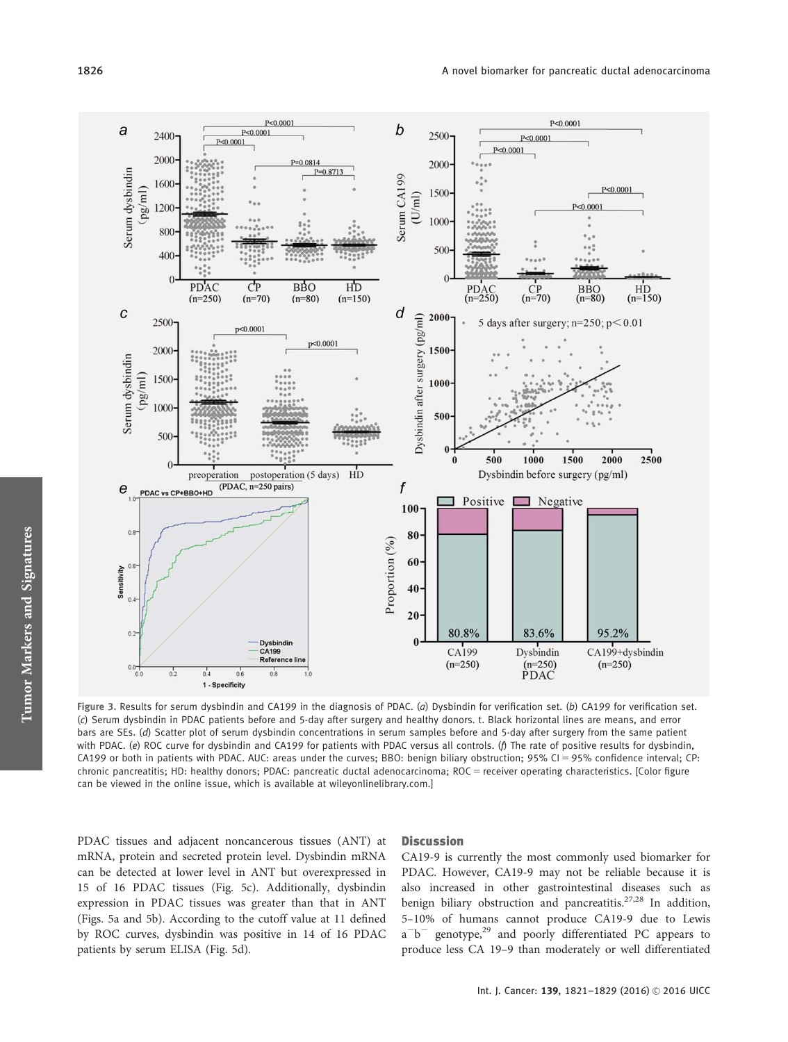Figure 3. Results for serum dysbindin and CA199 in the diagnosis of PDAC. (*a*) Dysbindin for verification set. (*b*) CA199 for verification set. (*c*) Serum dysbindin in PDAC patients before and 5-day after surgery and healthy donors. t. Black horizontal lines are means, and error bars are SEs. (*d*) Scatter plot of serum dysbindin concentrations in serum samples before and 5-day after surgery from the same patient with PDAC. (*e*) ROC curve for dysbindin and CA199 for patients with PDAC versus all controls. (*f*) The rate of positive results for dysbindin, CA199 or both in patients with PDAC. AUC: areas under the curves; BBO: benign biliary obstruction; 95% CI = 95% confidence interval; CP: chronic pancreatitis; HD: healthy donors; PDAC: pancreatic ductal adenocarcinoma; ROC = receiver operating characteristics. [Color figure can be viewed in the online issue, which is available at wileyonlinelibrary.com.]

PDAC tissues and adjacent noncancerous tissues (ANT) at mRNA, protein and secreted protein level. Dysbindin mRNA can be detected at lower level in ANT but overexpressed in 15 of 16 PDAC tissues (Fig. 5c). Additionally, dysbindin expression in PDAC tissues was greater than that in ANT (Figs. 5a and 5b). According to the cutoff value at 11 defined by ROC curves, dysbindin was positive in 14 of 16 PDAC patients by serum ELISA (Fig. 5d).

## Discussion

CA19-9 is currently the most commonly used biomarker for PDAC. However, CA19-9 may not be reliable because it is also increased in other gastrointestinal diseases such as benign biliary obstruction and pancreatitis.[27,28] In addition, 5–10% of humans cannot produce CA19-9 due to Lewis $a^-b^-$ genotype,[29] and poorly differentiated PC appears to produce less CA 19–9 than moderately or well differentiated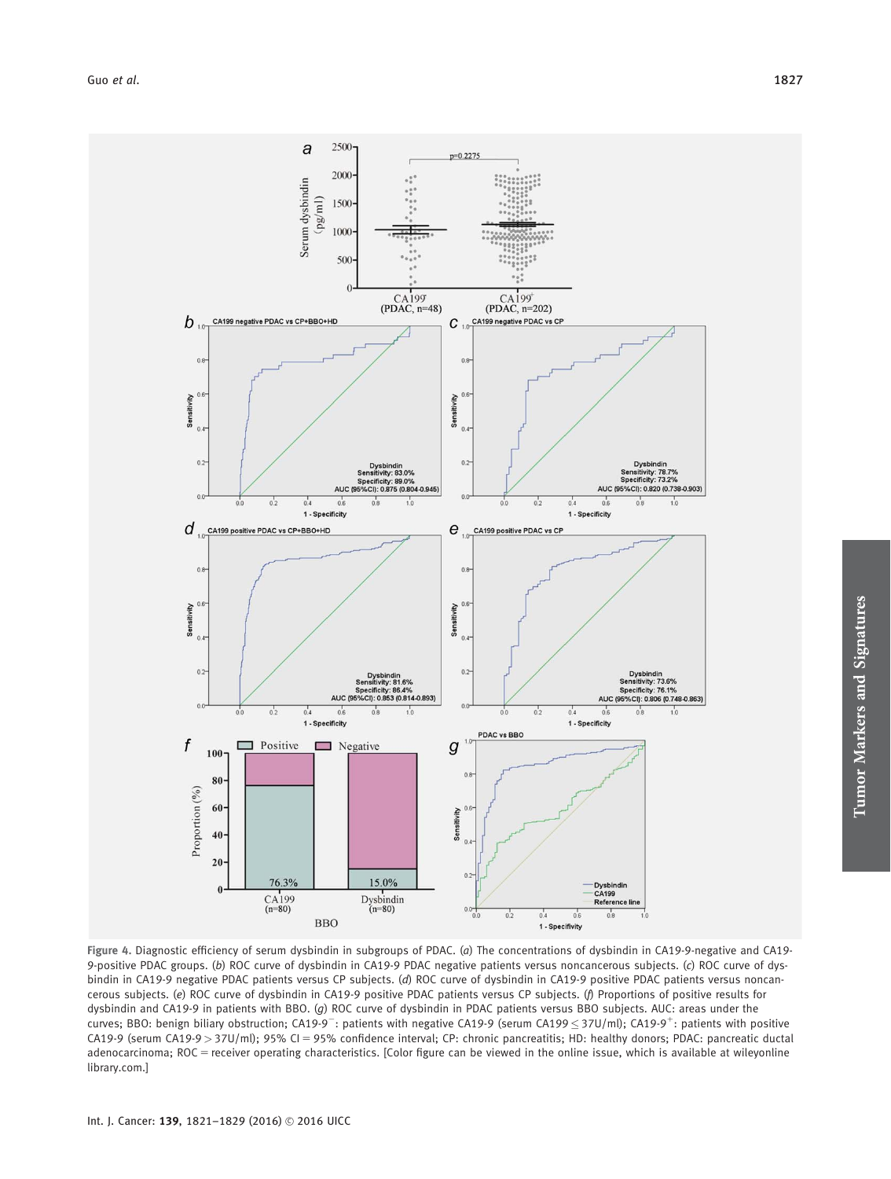**Figure 4.** Diagnostic efficiency of serum dysbindin in subgroups of PDAC. (*a*) The concentrations of dysbindin in CA19-9-negative and CA19-9-positive PDAC groups. (*b*) ROC curve of dysbindin in CA19-9 PDAC negative patients versus noncancerous subjects. (*c*) ROC curve of dysbindin in CA19-9 negative PDAC patients versus CP subjects. (*d*) ROC curve of dysbindin in CA19-9 positive PDAC patients versus noncancerous subjects. (*e*) ROC curve of dysbindin in CA19-9 positive PDAC patients versus CP subjects. (*f*) Proportions of positive results for dysbindin and CA19-9 in patients with BBO. (*g*) ROC curve of dysbindin in PDAC patients versus BBO subjects. AUC: areas under the curves; BBO: benign biliary obstruction; CA19-9$^{-}$: patients with negative CA19-9 (serum CA199 $\leq$ 37U/ml); CA19-9$^{+}$: patients with positive CA19-9 (serum CA19-9 $>$ 37U/ml); 95% CI = 95% confidence interval; CP: chronic pancreatitis; HD: healthy donors; PDAC: pancreatic ductal adenocarcinoma; ROC = receiver operating characteristics. [Color figure can be viewed in the online issue, which is available at wileyonline library.com.]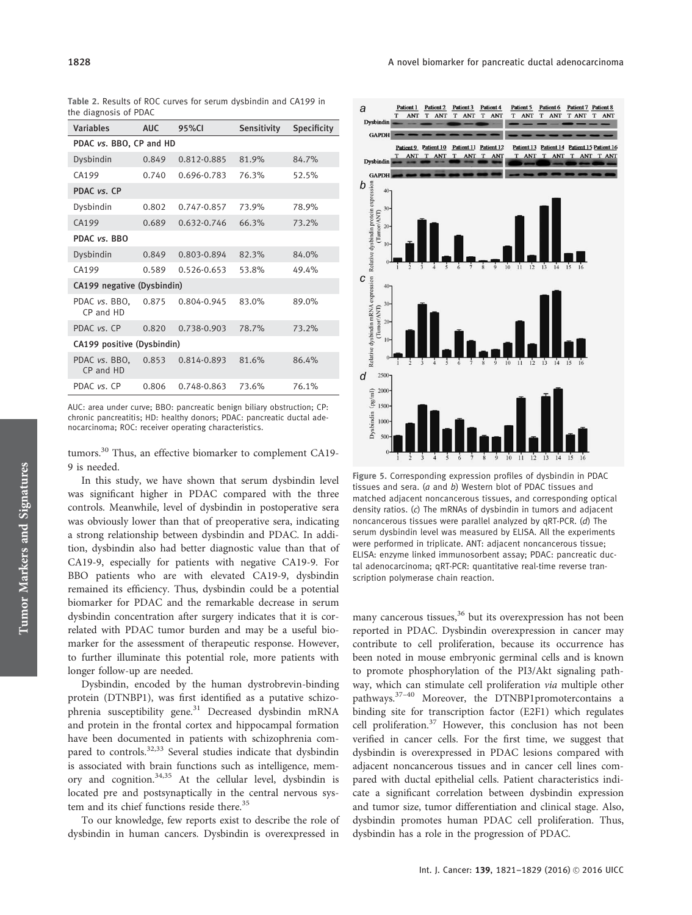Table 2. Results of ROC curves for serum dysbindin and CA199 in the diagnosis of PDAC

| Variables | AUC | 95%CI | Sensitivity | Specificity |
|---|---|---|---|---|
| PDAC *vs.* BBO, CP and HD | | | | |
| Dysbindin | 0.849 | 0.812-0.885 | 81.9% | 84.7% |
| CA199 | 0.740 | 0.696-0.783 | 76.3% | 52.5% |
| PDAC *vs.* CP | | | | |
| Dysbindin | 0.802 | 0.747-0.857 | 73.9% | 78.9% |
| CA199 | 0.689 | 0.632-0.746 | 66.3% | 73.2% |
| PDAC *vs.* BBO | | | | |
| Dysbindin | 0.849 | 0.803-0.894 | 82.3% | 84.0% |
| CA199 | 0.589 | 0.526-0.653 | 53.8% | 49.4% |
| CA199 negative (Dysbindin) | | | | |
| PDAC *vs.* BBO, CP and HD | 0.875 | 0.804-0.945 | 83.0% | 89.0% |
| PDAC *vs.* CP | 0.820 | 0.738-0.903 | 78.7% | 73.2% |
| CA199 positive (Dysbindin) | | | | |
| PDAC *vs.* BBO, CP and HD | 0.853 | 0.814-0.893 | 81.6% | 86.4% |
| PDAC *vs.* CP | 0.806 | 0.748-0.863 | 73.6% | 76.1% |

AUC: area under curve; BBO: pancreatic benign biliary obstruction; CP: chronic pancreatitis; HD: healthy donors; PDAC: pancreatic ductal adenocarcinoma; ROC: receiver operating characteristics.

tumors.[30] Thus, an effective biomarker to complement CA19-9 is needed.

In this study, we have shown that serum dysbindin level was significant higher in PDAC compared with the three controls. Meanwhile, level of dysbindin in postoperative sera was obviously lower than that of preoperative sera, indicating a strong relationship between dysbindin and PDAC. In addition, dysbindin also had better diagnostic value than that of CA19-9, especially for patients with negative CA19-9. For BBO patients who are with elevated CA19-9, dysbindin remained its efficiency. Thus, dysbindin could be a potential biomarker for PDAC and the remarkable decrease in serum dysbindin concentration after surgery indicates that it is correlated with PDAC tumor burden and may be a useful biomarker for the assessment of therapeutic response. However, to further illuminate this potential role, more patients with longer follow-up are needed.

Dysbindin, encoded by the human dystrobrevin-binding protein (DTNBP1), was first identified as a putative schizophrenia susceptibility gene.[31] Decreased dysbindin mRNA and protein in the frontal cortex and hippocampal formation have been documented in patients with schizophrenia compared to controls.[32,33] Several studies indicate that dysbindin is associated with brain functions such as intelligence, memory and cognition.[34,35] At the cellular level, dysbindin is located pre and postsynaptically in the central nervous system and its chief functions reside there.[35]

To our knowledge, few reports exist to describe the role of dysbindin in human cancers. Dysbindin is overexpressed in many cancerous tissues,[36] but its overexpression has not been reported in PDAC. Dysbindin overexpression in cancer may contribute to cell proliferation, because its occurrence has been noted in mouse embryonic germinal cells and is known to promote phosphorylation of the PI3/Akt signaling pathway, which can stimulate cell proliferation *via* multiple other pathways.[37–40] Moreover, the DTNBP1promotercontains a binding site for transcription factor (E2F1) which regulates cell proliferation.[37] However, this conclusion has not been verified in cancer cells. For the first time, we suggest that dysbindin is overexpressed in PDAC lesions compared with adjacent noncancerous tissues and in cancer cell lines compared with ductal epithelial cells. Patient characteristics indicate a significant correlation between dysbindin expression and tumor size, tumor differentiation and clinical stage. Also, dysbindin promotes human PDAC cell proliferation. Thus, dysbindin has a role in the progression of PDAC.

Figure 5. Corresponding expression profiles of dysbindin in PDAC tissues and sera. (*a* and *b*) Western blot of PDAC tissues and matched adjacent noncancerous tissues, and corresponding optical density ratios. (*c*) The mRNAs of dysbindin in tumors and adjacent noncancerous tissues were parallel analyzed by qRT-PCR. (*d*) The serum dysbindin level was measured by ELISA. All the experiments were performed in triplicate. ANT: adjacent noncancerous tissue; ELISA: enzyme linked immunosorbent assay; PDAC: pancreatic ductal adenocarcinoma; qRT-PCR: quantitative real-time reverse transcription polymerase chain reaction.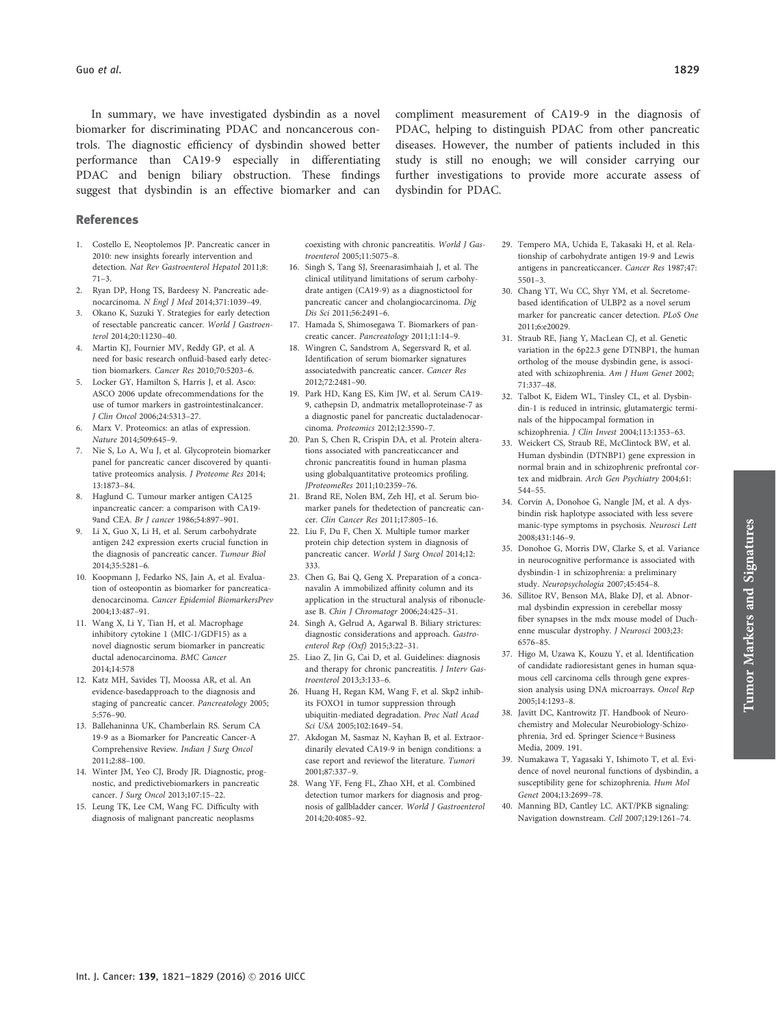In summary, we have investigated dysbindin as a novel biomarker for discriminating PDAC and noncancerous controls. The diagnostic efficiency of dysbindin showed better performance than CA19-9 especially in differentiating PDAC and benign biliary obstruction. These findings suggest that dysbindin is an effective biomarker and can compliment measurement of CA19-9 in the diagnosis of PDAC, helping to distinguish PDAC from other pancreatic diseases. However, the number of patients included in this study is still no enough; we will consider carrying our further investigations to provide more accurate assess of dysbindin for PDAC.

## References

1. Costello E, Neoptolemos JP. Pancreatic cancer in 2010: new insights forearly intervention and detection. *Nat Rev Gastroenterol Hepatol* 2011;8: 71–3.
2. Ryan DP, Hong TS, Bardeesy N. Pancreatic adenocarcinoma. *N Engl J Med* 2014;371:1039–49.
3. Okano K, Suzuki Y. Strategies for early detection of resectable pancreatic cancer. *World J Gastroenterol* 2014;20:11230–40.
4. Martin KJ, Fournier MV, Reddy GP, et al. A need for basic research onfluid-based early detection biomarkers. *Cancer Res* 2010;70:5203–6.
5. Locker GY, Hamilton S, Harris J, et al. Asco: ASCO 2006 update ofrecommendations for the use of tumor markers in gastrointestinalcancer. *J Clin Oncol* 2006;24:5313–27.
6. Marx V. Proteomics: an atlas of expression. *Nature* 2014;509:645–9.
7. Nie S, Lo A, Wu J, et al. Glycoprotein biomarker panel for pancreatic cancer discovered by quantitative proteomics analysis. *J Proteome Res* 2014; 13:1873–84.
8. Haglund C. Tumour marker antigen CA125 inpancreatic cancer: a comparison with CA19-9and CEA. *Br J cancer* 1986;54:897–901.
9. Li X, Guo X, Li H, et al. Serum carbohydrate antigen 242 expression exerts crucial function in the diagnosis of pancreatic cancer. *Tumour Biol* 2014;35:5281–6.
10. Koopmann J, Fedarko NS, Jain A, et al. Evaluation of osteopontin as biomarker for pancreaticadenocarcinoma. *Cancer Epidemiol BiomarkersPrev* 2004;13:487–91.
11. Wang X, Li Y, Tian H, et al. Macrophage inhibitory cytokine 1 (MIC-1/GDF15) as a novel diagnostic serum biomarker in pancreatic ductal adenocarcinoma. *BMC Cancer* 2014;14:578
12. Katz MH, Savides TJ, Moossa AR, et al. An evidence-basedapproach to the diagnosis and staging of pancreatic cancer. *Pancreatology* 2005; 5:576–90.
13. Ballehaninna UK, Chamberlain RS. Serum CA 19-9 as a Biomarker for Pancreatic Cancer-A Comprehensive Review. *Indian J Surg Oncol* 2011;2:88–100.
14. Winter JM, Yeo CJ, Brody JR. Diagnostic, prognostic, and predictivebiomarkers in pancreatic cancer. *J Surg Oncol* 2013;107:15–22.
15. Leung TK, Lee CM, Wang FC. Difficulty with diagnosis of malignant pancreatic neoplasms coexisting with chronic pancreatitis. *World J Gastroenterol* 2005;11:5075–8.
16. Singh S, Tang SJ, Sreenarasimhaiah J, et al. The clinical utilityand limitations of serum carbohydrate antigen (CA19-9) as a diagnostictool for pancreatic cancer and cholangiocarcinoma. *Dig Dis Sci* 2011;56:2491–6.
17. Hamada S, Shimosegawa T. Biomarkers of pancreatic cancer. *Pancreatology* 2011;11:14–9.
18. Wingren C, Sandstrom A, Segersvard R, et al. Identification of serum biomarker signatures associatedwith pancreatic cancer. *Cancer Res* 2012;72:2481–90.
19. Park HD, Kang ES, Kim JW, et al. Serum CA19-9, cathepsin D, andmatrix metalloproteinase-7 as a diagnostic panel for pancreatic ductaladenocarcinoma. *Proteomics* 2012;12:3590–7.
20. Pan S, Chen R, Crispin DA, et al. Protein alterations associated with pancreaticcancer and chronic pancreatitis found in human plasma using globalquantitative proteomics profiling. *JProteomeRes* 2011;10:2359–76.
21. Brand RE, Nolen BM, Zeh HJ, et al. Serum biomarker panels for thedetection of pancreatic cancer. *Clin Cancer Res* 2011;17:805–16.
22. Liu F, Du F, Chen X. Multiple tumor marker protein chip detection system in diagnosis of pancreatic cancer. *World J Surg Oncol* 2014;12: 333.
23. Chen G, Bai Q, Geng X. Preparation of a concanavalin A immobilized affinity column and its application in the structural analysis of ribonuclease B. *Chin J Chromatogr* 2006;24:425–31.
24. Singh A, Gelrud A, Agarwal B. Biliary strictures: diagnostic considerations and approach. *Gastroenterol Rep (Oxf)* 2015;3:22–31.
25. Liao Z, Jin G, Cai D, et al. Guidelines: diagnosis and therapy for chronic pancreatitis. *J Interv Gastroenterol* 2013;3:133–6.
26. Huang H, Regan KM, Wang F, et al. Skp2 inhibits FOXO1 in tumor suppression through ubiquitin-mediated degradation. *Proc Natl Acad Sci USA* 2005;102:1649–54.
27. Akdogan M, Sasmaz N, Kayhan B, et al. Extraordinarily elevated CA19-9 in benign conditions: a case report and reviewof the literature. *Tumori* 2001;87:337–9.
28. Wang YF, Feng FL, Zhao XH, et al. Combined detection tumor markers for diagnosis and prognosis of gallbladder cancer. *World J Gastroenterol* 2014;20:4085–92.
29. Tempero MA, Uchida E, Takasaki H, et al. Relationship of carbohydrate antigen 19-9 and Lewis antigens in pancreaticcancer. *Cancer Res* 1987;47: 5501–3.
30. Chang YT, Wu CC, Shyr YM, et al. Secretome-based identification of ULBP2 as a novel serum marker for pancreatic cancer detection. *PLoS One* 2011;6:e20029.
31. Straub RE, Jiang Y, MacLean CJ, et al. Genetic variation in the 6p22.3 gene DTNBP1, the human ortholog of the mouse dysbindin gene, is associated with schizophrenia. *Am J Hum Genet* 2002; 71:337–48.
32. Talbot K, Eidem WL, Tinsley CL, et al. Dysbindin-1 is reduced in intrinsic, glutamatergic terminals of the hippocampal formation in schizophrenia. *J Clin Invest* 2004;113:1353–63.
33. Weickert CS, Straub RE, McClintock BW, et al. Human dysbindin (DTNBP1) gene expression in normal brain and in schizophrenic prefrontal cortex and midbrain. *Arch Gen Psychiatry* 2004;61: 544–55.
34. Corvin A, Donohoe G, Nangle JM, et al. A dysbindin risk haplotype associated with less severe manic-type symptoms in psychosis. *Neurosci Lett* 2008;431:146–9.
35. Donohoe G, Morris DW, Clarke S, et al. Variance in neurocognitive performance is associated with dysbindin-1 in schizophrenia: a preliminary study. *Neuropsychologia* 2007;45:454–8.
36. Sillitoe RV, Benson MA, Blake DJ, et al. Abnormal dysbindin expression in cerebellar mossy fiber synapses in the mdx mouse model of Duchenne muscular dystrophy. *J Neurosci* 2003;23: 6576–85.
37. Higo M, Uzawa K, Kouzu Y, et al. Identification of candidate radioresistant genes in human squamous cell carcinoma cells through gene expression analysis using DNA microarrays. *Oncol Rep* 2005;14:1293–8.
38. Javitt DC, Kantrowitz JT. Handbook of Neurochemistry and Molecular Neurobiology-Schizophrenia, 3rd ed. Springer Science+Business Media, 2009. 191.
39. Numakawa T, Yagasaki Y, Ishimoto T, et al. Evidence of novel neuronal functions of dysbindin, a susceptibility gene for schizophrenia. *Hum Mol Genet* 2004;13:2699–78.
40. Manning BD, Cantley LC. AKT/PKB signaling: Navigation downstream. *Cell* 2007;129:1261–74.